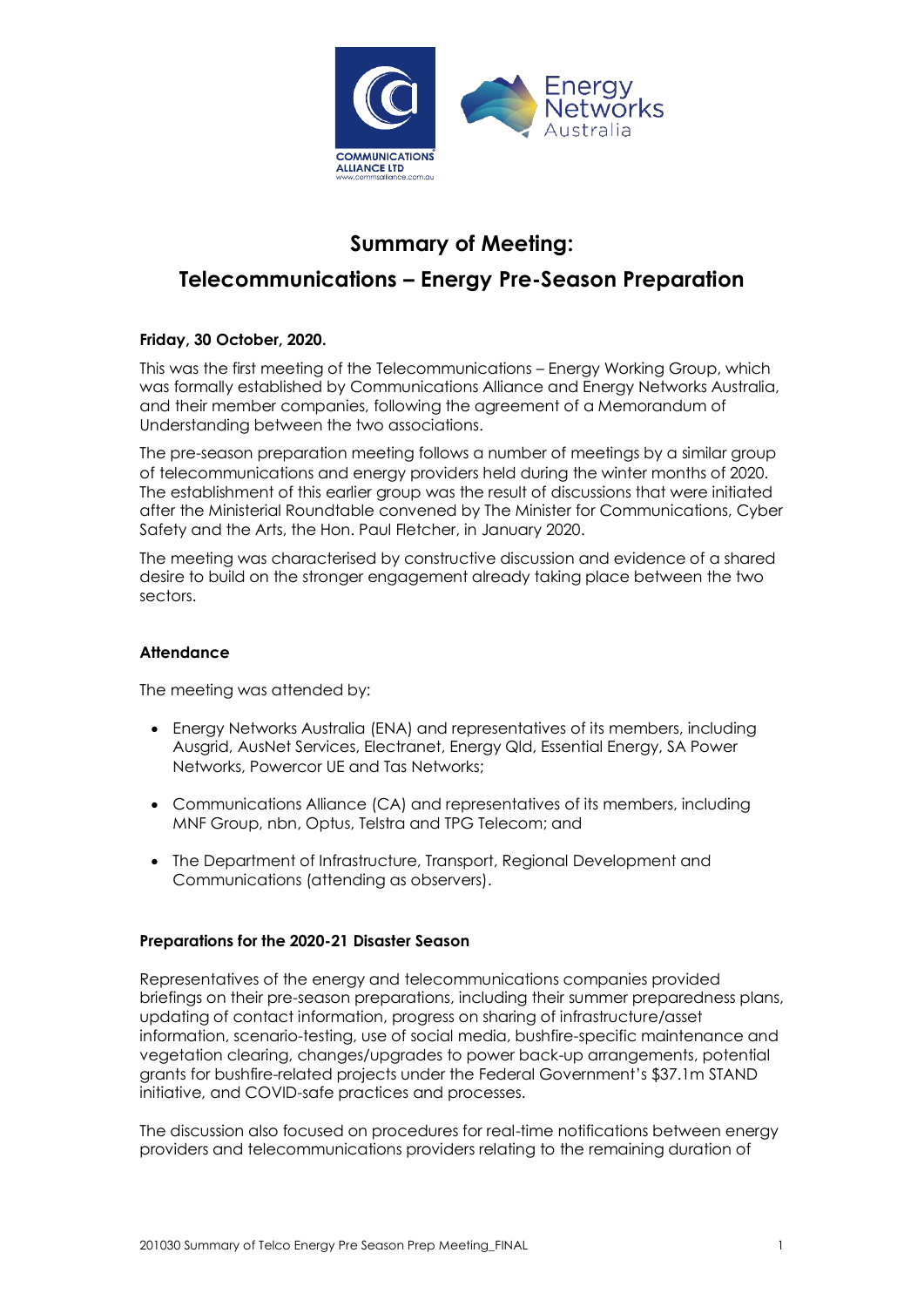# Summary of Meeting:

# Telecommunications – Energy Pre-Season Preparation

**Friday, 30 October, 2020.**

This was the first meeting of the Telecommunications – Energy Working Group, which was formally established by Communications Alliance and Energy Networks Australia, and their member companies, following the agreement of a Memorandum of Understanding between the two associations.

The pre-season preparation meeting follows a number of meetings by a similar group of telecommunications and energy providers held during the winter months of 2020. The establishment of this earlier group was the result of discussions that were initiated after the Ministerial Roundtable convened by The Minister for Communications, Cyber Safety and the Arts, the Hon. Paul Fletcher, in January 2020.

The meeting was characterised by constructive discussion and evidence of a shared desire to build on the stronger engagement already taking place between the two sectors.

**Attendance**

The meeting was attended by:

- Energy Networks Australia (ENA) and representatives of its members, including Ausgrid, AusNet Services, Electranet, Energy Qld, Essential Energy, SA Power Networks, Powercor UE and Tas Networks;
- Communications Alliance (CA) and representatives of its members, including MNF Group, nbn, Optus, Telstra and TPG Telecom; and
- The Department of Infrastructure, Transport, Regional Development and Communications (attending as observers).

**Preparations for the 2020-21 Disaster Season**

Representatives of the energy and telecommunications companies provided briefings on their pre-season preparations, including their summer preparedness plans, updating of contact information, progress on sharing of infrastructure/asset information, scenario-testing, use of social media, bushfire-specific maintenance and vegetation clearing, changes/upgrades to power back-up arrangements, potential grants for bushfire-related projects under the Federal Government's $37.1m STAND initiative, and COVID-safe practices and processes.

The discussion also focused on procedures for real-time notifications between energy providers and telecommunications providers relating to the remaining duration of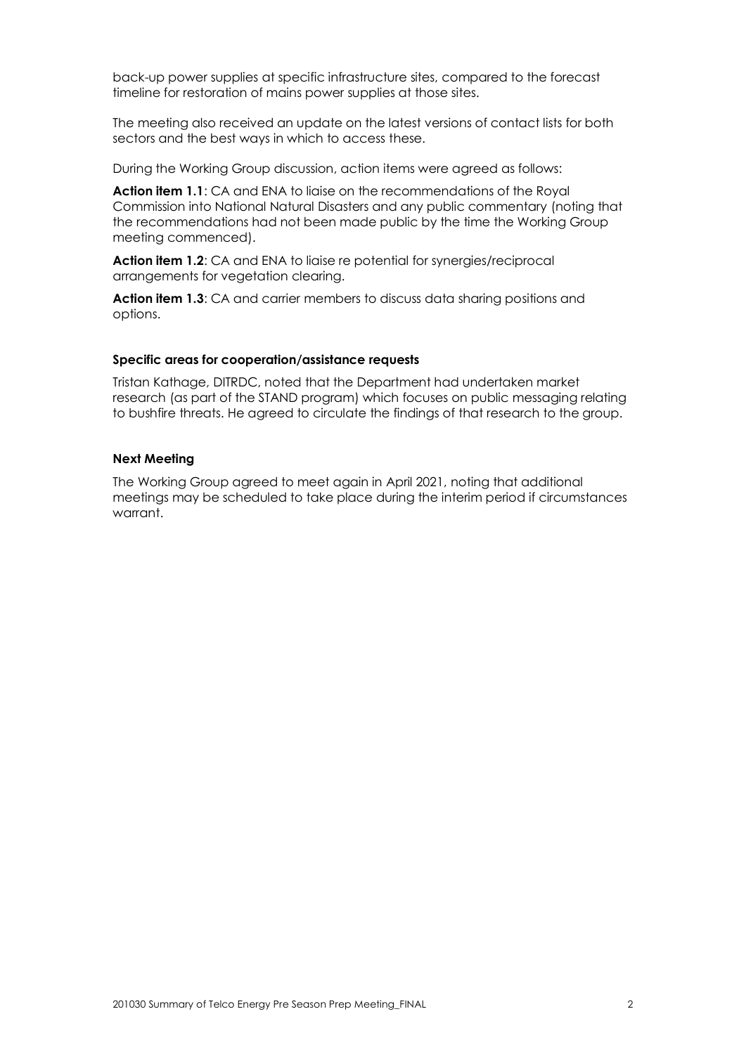back-up power supplies at specific infrastructure sites, compared to the forecast timeline for restoration of mains power supplies at those sites.

The meeting also received an update on the latest versions of contact lists for both sectors and the best ways in which to access these.

During the Working Group discussion, action items were agreed as follows:

**Action item 1.1**: CA and ENA to liaise on the recommendations of the Royal Commission into National Natural Disasters and any public commentary (noting that the recommendations had not been made public by the time the Working Group meeting commenced).

**Action item 1.2**: CA and ENA to liaise re potential for synergies/reciprocal arrangements for vegetation clearing.

**Action item 1.3**: CA and carrier members to discuss data sharing positions and options.

#### Specific areas for cooperation/assistance requests

Tristan Kathage, DITRDC, noted that the Department had undertaken market research (as part of the STAND program) which focuses on public messaging relating to bushfire threats. He agreed to circulate the findings of that research to the group.

#### Next Meeting

The Working Group agreed to meet again in April 2021, noting that additional meetings may be scheduled to take place during the interim period if circumstances warrant.